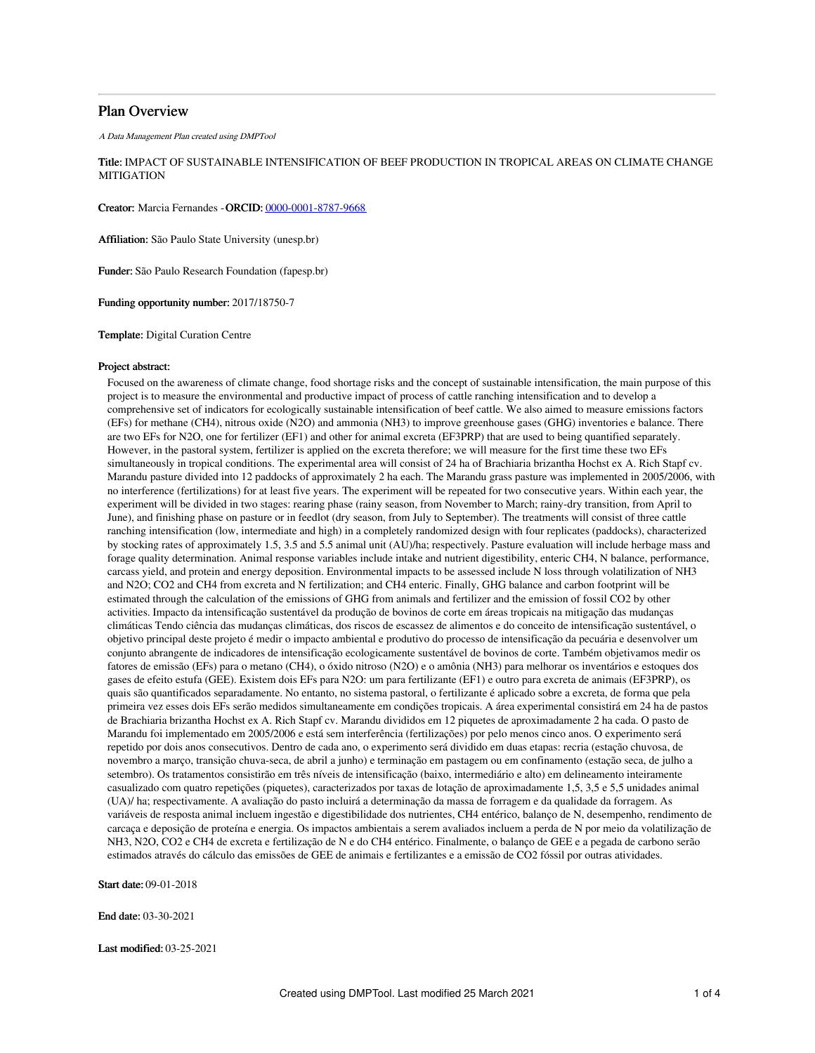# Plan Overview

*A Data Management Plan created using DMPTool*

**Title:** IMPACT OF SUSTAINABLE INTENSIFICATION OF BEEF PRODUCTION IN TROPICAL AREAS ON CLIMATE CHANGE MITIGATION

**Creator:** Marcia Fernandes -**ORCID:** [0000-0001-8787-9668](https://orcid.org/0000-0001-8787-9668)

**Affiliation:** São Paulo State University (unesp.br)

**Funder:** São Paulo Research Foundation (fapesp.br)

**Funding opportunity number:** 2017/18750-7

**Template:** Digital Curation Centre

**Project abstract:**

Focused on the awareness of climate change, food shortage risks and the concept of sustainable intensification, the main purpose of this project is to measure the environmental and productive impact of process of cattle ranching intensification and to develop a comprehensive set of indicators for ecologically sustainable intensification of beef cattle. We also aimed to measure emissions factors (EFs) for methane ($CH_4$), nitrous oxide ($N_2O$) and ammonia ($NH_3$) to improve greenhouse gases (GHG) inventories e balance. There are two EFs for $N_2O$, one for fertilizer (EF1) and other for animal excreta (EF3PRP) that are used to being quantified separately. However, in the pastoral system, fertilizer is applied on the excreta therefore; we will measure for the first time these two EFs simultaneously in tropical conditions. The experimental area will consist of 24 ha of Brachiaria brizantha Hochst ex A. Rich Stapf cv. Marandu pasture divided into 12 paddocks of approximately 2 ha each. The Marandu grass pasture was implemented in 2005/2006, with no interference (fertilizations) for at least five years. The experiment will be repeated for two consecutive years. Within each year, the experiment will be divided in two stages: rearing phase (rainy season, from November to March; rainy-dry transition, from April to June), and finishing phase on pasture or in feedlot (dry season, from July to September). The treatments will consist of three cattle ranching intensification (low, intermediate and high) in a completely randomized design with four replicates (paddocks), characterized by stocking rates of approximately 1.5, 3.5 and 5.5 animal unit (AU)/ha; respectively. Pasture evaluation will include herbage mass and forage quality determination. Animal response variables include intake and nutrient digestibility, enteric $CH_4$, N balance, performance, carcass yield, and protein and energy deposition. Environmental impacts to be assessed include N loss through volatilization of $NH_3$ and $N_2O$; $CO_2$ and $CH_4$ from excreta and N fertilization; and $CH_4$ enteric. Finally, GHG balance and carbon footprint will be estimated through the calculation of the emissions of GHG from animals and fertilizer and the emission of fossil $CO_2$ by other activities. Impacto da intensificação sustentável da produção de bovinos de corte em áreas tropicais na mitigação das mudanças climáticas Tendo ciência das mudanças climáticas, dos riscos de escassez de alimentos e do conceito de intensificação sustentável, o objetivo principal deste projeto é medir o impacto ambiental e produtivo do processo de intensificação da pecuária e desenvolver um conjunto abrangente de indicadores de intensificação ecologicamente sustentável de bovinos de corte. Também objetivamos medir os fatores de emissão (EFs) para o metano ($CH_4$), o óxido nitroso ($N_2O$) e o amônia ($NH_3$) para melhorar os inventários e estoques dos gases de efeito estufa (GEE). Existem dois EFs para $N_2O$: um para fertilizante (EF1) e outro para excreta de animais (EF3PRP), os quais são quantificados separadamente. No entanto, no sistema pastoral, o fertilizante é aplicado sobre a excreta, de forma que pela primeira vez esses dois EFs serão medidos simultaneamente em condições tropicais. A área experimental consistirá em 24 ha de pastos de Brachiaria brizantha Hochst ex A. Rich Stapf cv. Marandu divididos em 12 piquetes de aproximadamente 2 ha cada. O pasto de Marandu foi implementado em 2005/2006 e está sem interferência (fertilizações) por pelo menos cinco anos. O experimento será repetido por dois anos consecutivos. Dentro de cada ano, o experimento será dividido em duas etapas: recria (estação chuvosa, de novembro a março, transição chuva-seca, de abril a junho) e terminação em pastagem ou em confinamento (estação seca, de julho a setembro). Os tratamentos consistirão em três níveis de intensificação (baixo, intermediário e alto) em delineamento inteiramente casualizado com quatro repetições (piquetes), caracterizados por taxas de lotação de aproximadamente 1,5, 3,5 e 5,5 unidades animal (UA)/ ha; respectivamente. A avaliação do pasto incluirá a determinação da massa de forragem e da qualidade da forragem. As variáveis de resposta animal incluem ingestão e digestibilidade dos nutrientes, $CH_4$ entérico, balanço de N, desempenho, rendimento de carcaça e deposição de proteína e energia. Os impactos ambientais a serem avaliados incluem a perda de N por meio da volatilização de $NH_3$, $N_2O$, $CO_2$ e $CH_4$ de excreta e fertilização de N e do $CH_4$ entérico. Finalmente, o balanço de GEE e a pegada de carbono serão estimados através do cálculo das emissões de GEE de animais e fertilizantes e a emissão de $CO_2$ fóssil por outras atividades.

**Start date:** 09-01-2018

**End date:** 03-30-2021

**Last modified:** 03-25-2021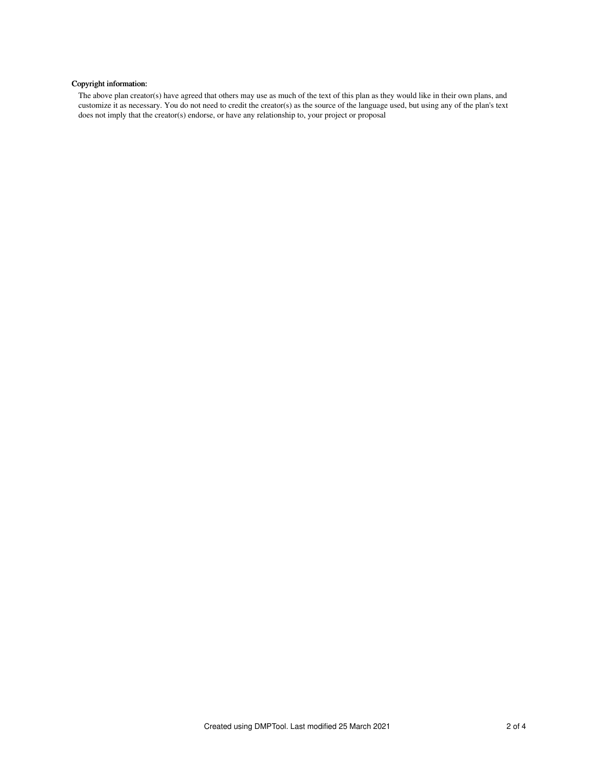**Copyright information:**

The above plan creator(s) have agreed that others may use as much of the text of this plan as they would like in their own plans, and customize it as necessary. You do not need to credit the creator(s) as the source of the language used, but using any of the plan's text does not imply that the creator(s) endorse, or have any relationship to, your project or proposal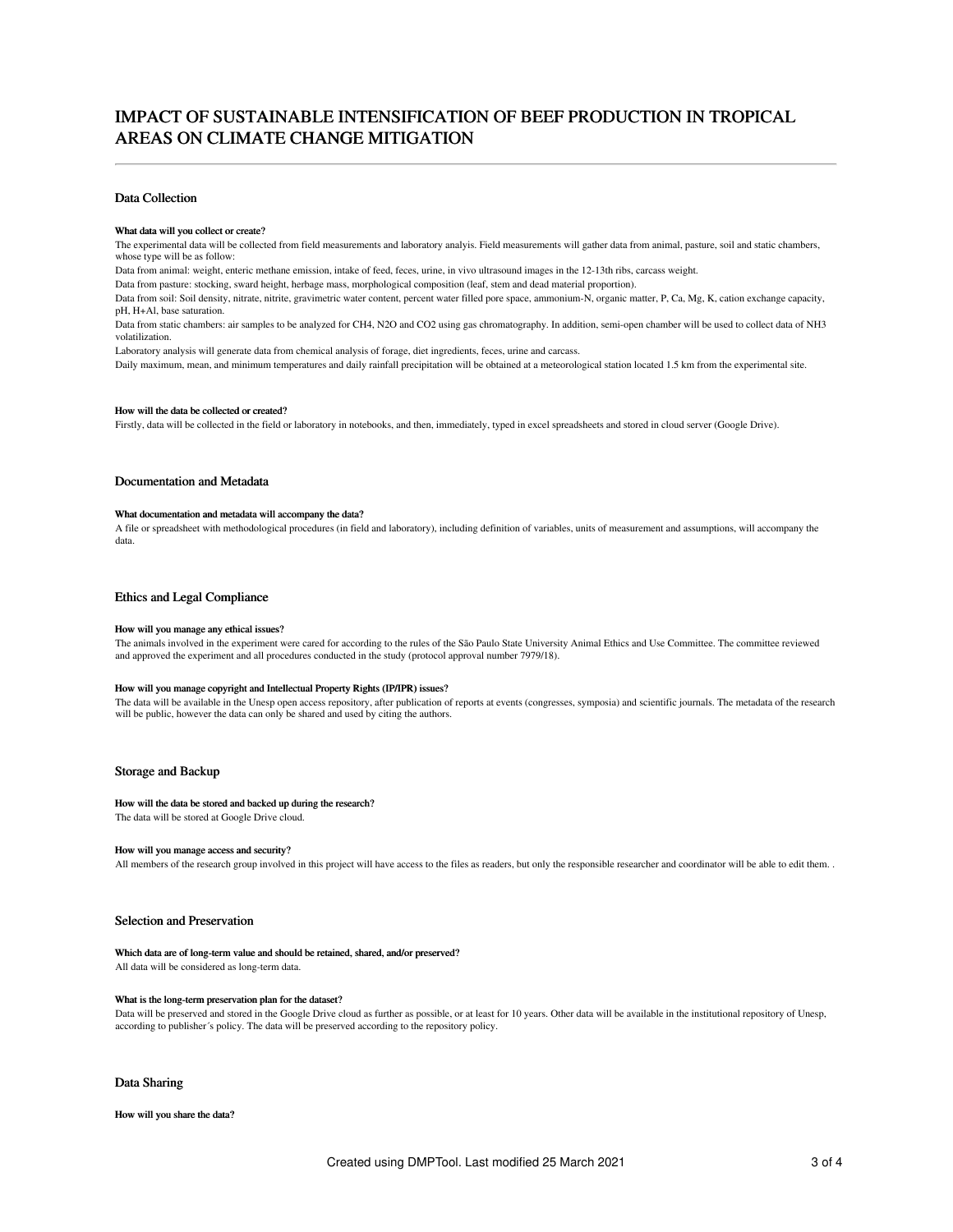# IMPACT OF SUSTAINABLE INTENSIFICATION OF BEEF PRODUCTION IN TROPICAL AREAS ON CLIMATE CHANGE MITIGATION

## Data Collection

**What data will you collect or create?**

The experimental data will be collected from field measurements and laboratory analyis. Field measurements will gather data from animal, pasture, soil and static chambers, whose type will be as follow:

Data from animal: weight, enteric methane emission, intake of feed, feces, urine, in vivo ultrasound images in the 12-13th ribs, carcass weight.

Data from pasture: stocking, sward height, herbage mass, morphological composition (leaf, stem and dead material proportion).

Data from soil: Soil density, nitrate, nitrite, gravimetric water content, percent water filled pore space, ammonium-N, organic matter, P, Ca, Mg, K, cation exchange capacity, pH, H+Al, base saturation.

Data from static chambers: air samples to be analyzed for $CH_4$, $N_2O$ and $CO_2$ using gas chromatography. In addition, semi-open chamber will be used to collect data of $NH_3$ volatilization.

Laboratory analysis will generate data from chemical analysis of forage, diet ingredients, feces, urine and carcass.

Daily maximum, mean, and minimum temperatures and daily rainfall precipitation will be obtained at a meteorological station located 1.5 km from the experimental site.

**How will the data be collected or created?**

Firstly, data will be collected in the field or laboratory in notebooks, and then, immediately, typed in excel spreadsheets and stored in cloud server (Google Drive).

## Documentation and Metadata

**What documentation and metadata will accompany the data?**

A file or spreadsheet with methodological procedures (in field and laboratory), including definition of variables, units of measurement and assumptions, will accompany the data.

## Ethics and Legal Compliance

**How will you manage any ethical issues?**

The animals involved in the experiment were cared for according to the rules of the São Paulo State University Animal Ethics and Use Committee. The committee reviewed and approved the experiment and all procedures conducted in the study (protocol approval number 7979/18).

**How will you manage copyright and Intellectual Property Rights (IP/IPR) issues?**

The data will be available in the Unesp open access repository, after publication of reports at events (congresses, symposia) and scientific journals. The metadata of the research will be public, however the data can only be shared and used by citing the authors.

## Storage and Backup

**How will the data be stored and backed up during the research?**

The data will be stored at Google Drive cloud.

**How will you manage access and security?**

All members of the research group involved in this project will have access to the files as readers, but only the responsible researcher and coordinator will be able to edit them. .

## Selection and Preservation

**Which data are of long-term value and should be retained, shared, and/or preserved?**

All data will be considered as long-term data.

**What is the long-term preservation plan for the dataset?**

Data will be preserved and stored in the Google Drive cloud as further as possible, or at least for 10 years. Other data will be available in the institutional repository of Unesp, according to publisher´s policy. The data will be preserved according to the repository policy.

## Data Sharing

**How will you share the data?**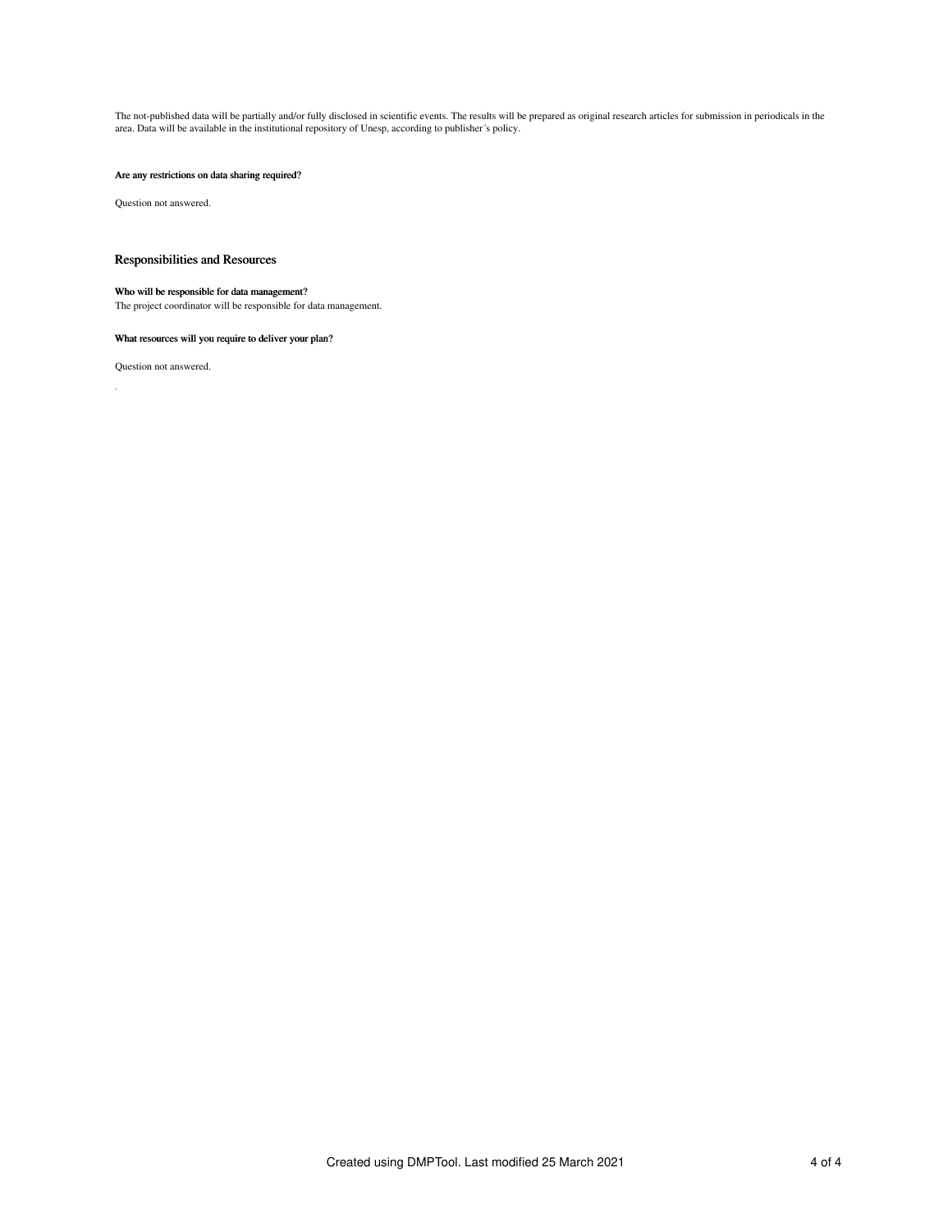The not-published data will be partially and/or fully disclosed in scientific events. The results will be prepared as original research articles for submission in periodicals in the area. Data will be available in the institutional repository of Unesp, according to publisher´s policy.

**Are any restrictions on data sharing required?**

Question not answered.

## Responsibilities and Resources

**Who will be responsible for data management?**

The project coordinator will be responsible for data management.

**What resources will you require to deliver your plan?**

Question not answered.